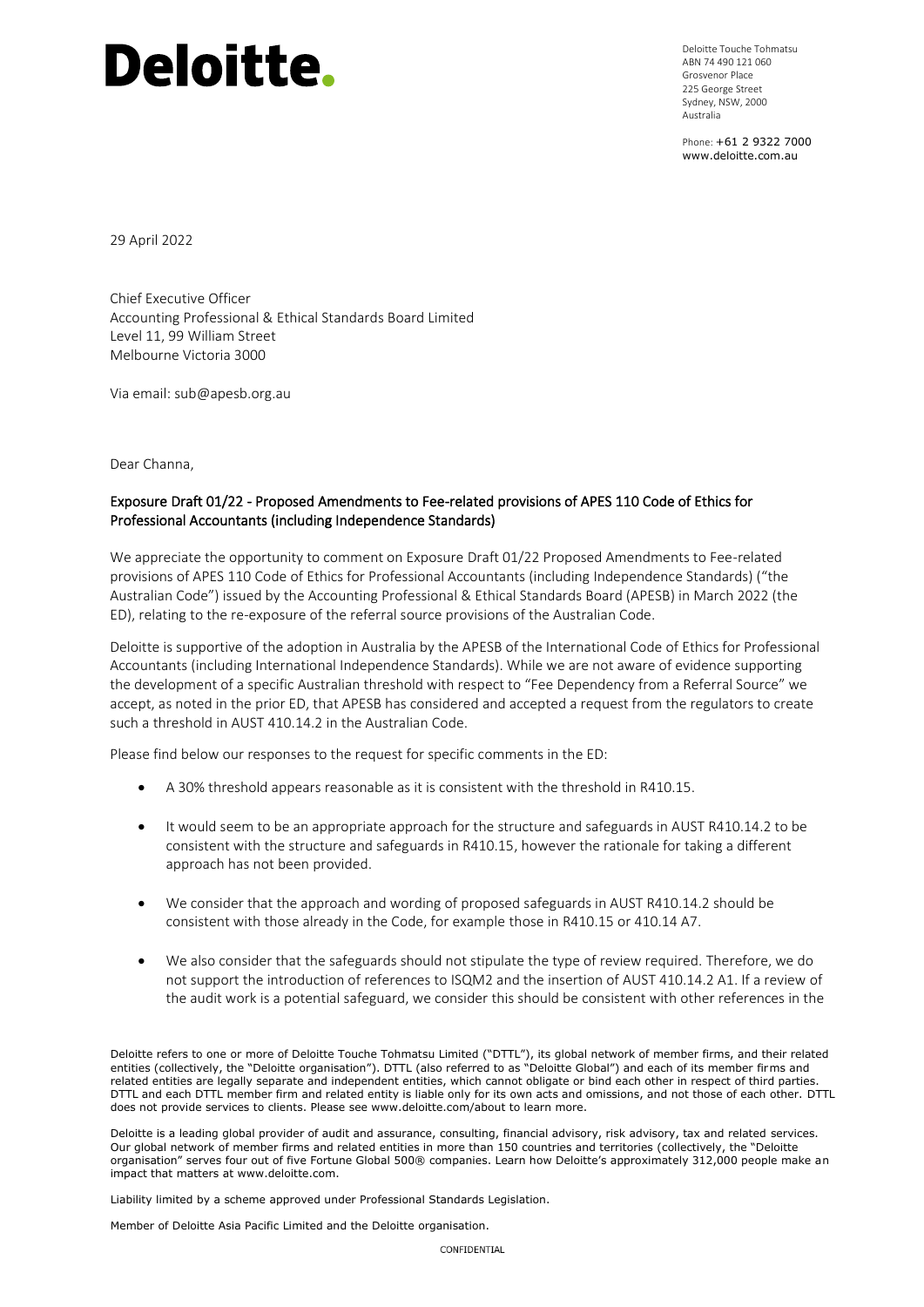# Deloitte.

Deloitte Touche Tohmatsu
ABN 74 490 121 060
Grosvenor Place
225 George Street
Sydney, NSW, 2000
Australia

Phone: +61 2 9322 7000
www.deloitte.com.au

29 April 2022

Chief Executive Officer
Accounting Professional & Ethical Standards Board Limited
Level 11, 99 William Street
Melbourne Victoria 3000

Via email: sub@apesb.org.au

Dear Channa,

**Exposure Draft 01/22 - Proposed Amendments to Fee-related provisions of APES 110 Code of Ethics for Professional Accountants (including Independence Standards)**

We appreciate the opportunity to comment on Exposure Draft 01/22 Proposed Amendments to Fee-related provisions of APES 110 Code of Ethics for Professional Accountants (including Independence Standards) ("the Australian Code") issued by the Accounting Professional & Ethical Standards Board (APESB) in March 2022 (the ED), relating to the re-exposure of the referral source provisions of the Australian Code.

Deloitte is supportive of the adoption in Australia by the APESB of the International Code of Ethics for Professional Accountants (including International Independence Standards). While we are not aware of evidence supporting the development of a specific Australian threshold with respect to "Fee Dependency from a Referral Source" we accept, as noted in the prior ED, that APESB has considered and accepted a request from the regulators to create such a threshold in AUST 410.14.2 in the Australian Code.

Please find below our responses to the request for specific comments in the ED:

- A 30% threshold appears reasonable as it is consistent with the threshold in R410.15.
- It would seem to be an appropriate approach for the structure and safeguards in AUST R410.14.2 to be consistent with the structure and safeguards in R410.15, however the rationale for taking a different approach has not been provided.
- We consider that the approach and wording of proposed safeguards in AUST R410.14.2 should be consistent with those already in the Code, for example those in R410.15 or 410.14 A7.
- We also consider that the safeguards should not stipulate the type of review required. Therefore, we do not support the introduction of references to ISQM2 and the insertion of AUST 410.14.2 A1. If a review of the audit work is a potential safeguard, we consider this should be consistent with other references in the

Deloitte refers to one or more of Deloitte Touche Tohmatsu Limited ("DTTL"), its global network of member firms, and their related entities (collectively, the "Deloitte organisation"). DTTL (also referred to as "Deloitte Global") and each of its member firms and related entities are legally separate and independent entities, which cannot obligate or bind each other in respect of third parties. DTTL and each DTTL member firm and related entity is liable only for its own acts and omissions, and not those of each other. DTTL does not provide services to clients. Please see www.deloitte.com/about to learn more.

Deloitte is a leading global provider of audit and assurance, consulting, financial advisory, risk advisory, tax and related services. Our global network of member firms and related entities in more than 150 countries and territories (collectively, the "Deloitte organisation" serves four out of five Fortune Global 500® companies. Learn how Deloitte's approximately 312,000 people make an impact that matters at www.deloitte.com.

Liability limited by a scheme approved under Professional Standards Legislation.

Member of Deloitte Asia Pacific Limited and the Deloitte organisation.

CONFIDENTIAL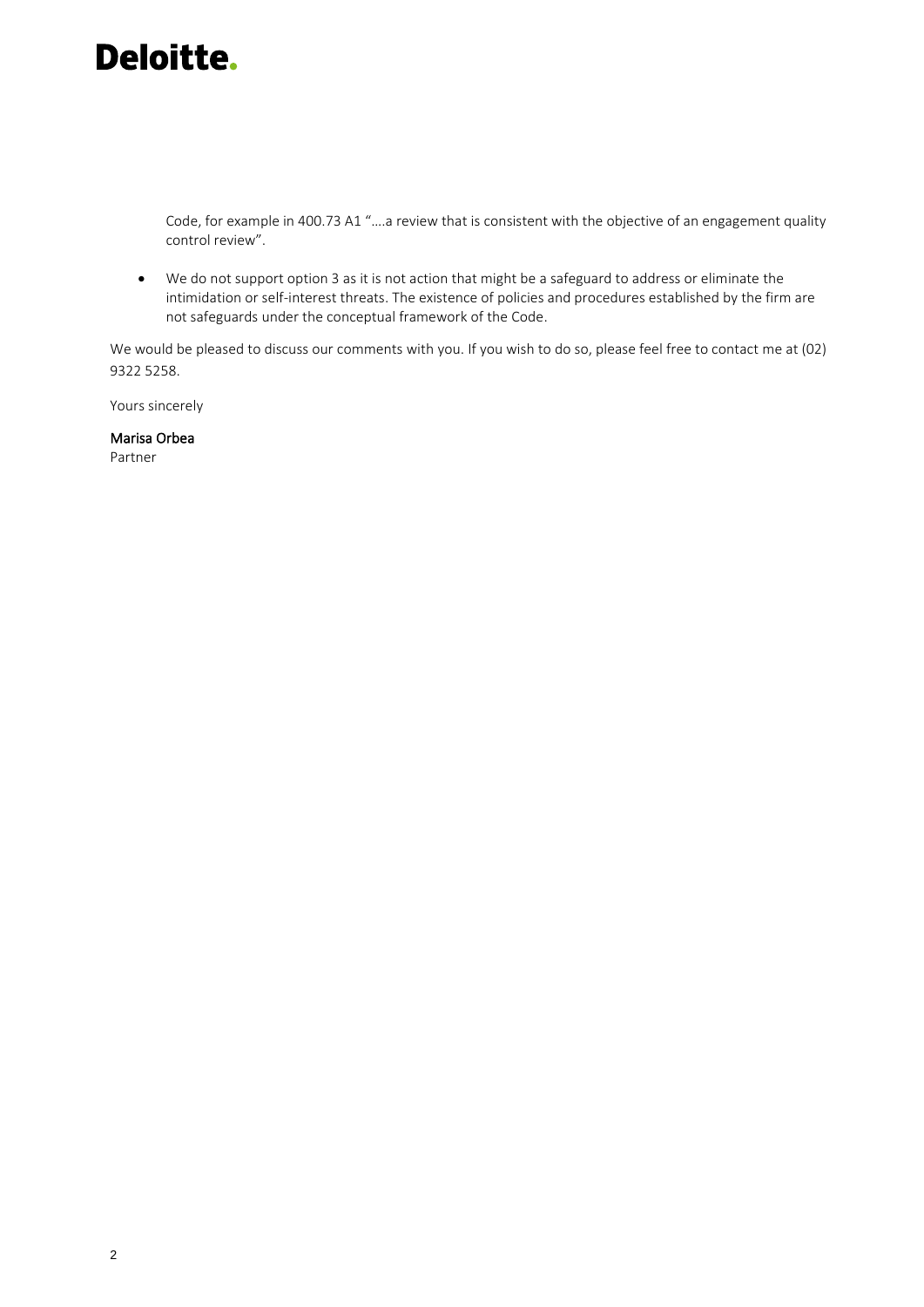Code, for example in 400.73 A1 "….a review that is consistent with the objective of an engagement quality control review".

- We do not support option 3 as it is not action that might be a safeguard to address or eliminate the intimidation or self-interest threats. The existence of policies and procedures established by the firm are not safeguards under the conceptual framework of the Code.

We would be pleased to discuss our comments with you. If you wish to do so, please feel free to contact me at (02) 9322 5258.

Yours sincerely

Marisa Orbea
Partner